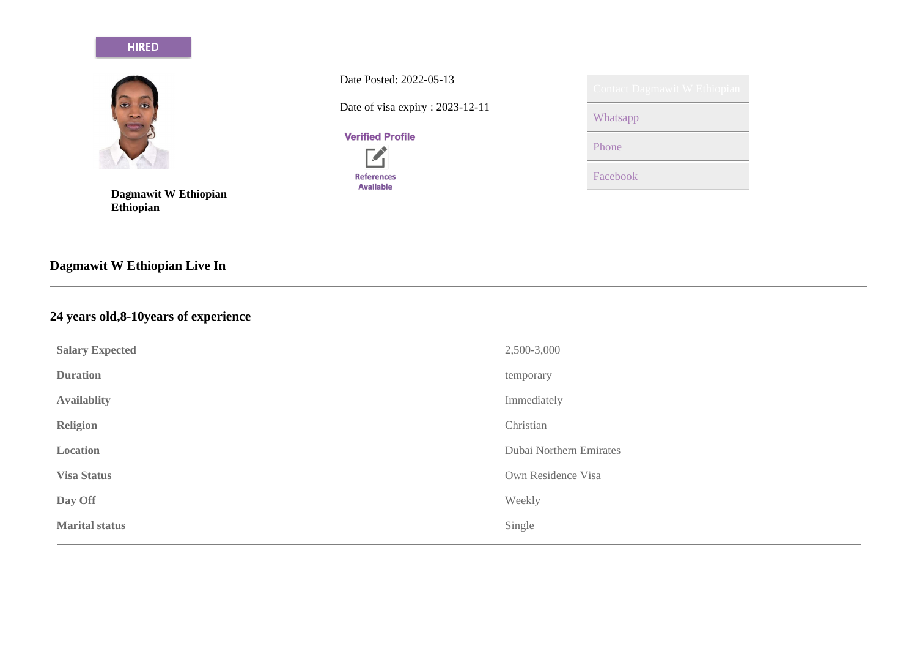HIRED

**Dagmawit W Ethiopian**
**Ethiopian**

Date Posted: 2022-05-13

Date of visa expiry : 2023-12-11

Verified Profile

References Available

Contact Dagmawit W Ethiopian

Whatsapp

Phone

Facebook

### Dagmawit W Ethiopian Live In

---

### 24 years old,8-10years of experience

| | |
|---|---|
| **Salary Expected** | 2,500-3,000 |
| **Duration** | temporary |
| **Availablity** | Immediately |
| **Religion** | Christian |
| **Location** | Dubai Northern Emirates |
| **Visa Status** | Own Residence Visa |
| **Day Off** | Weekly |
| **Marital status** | Single |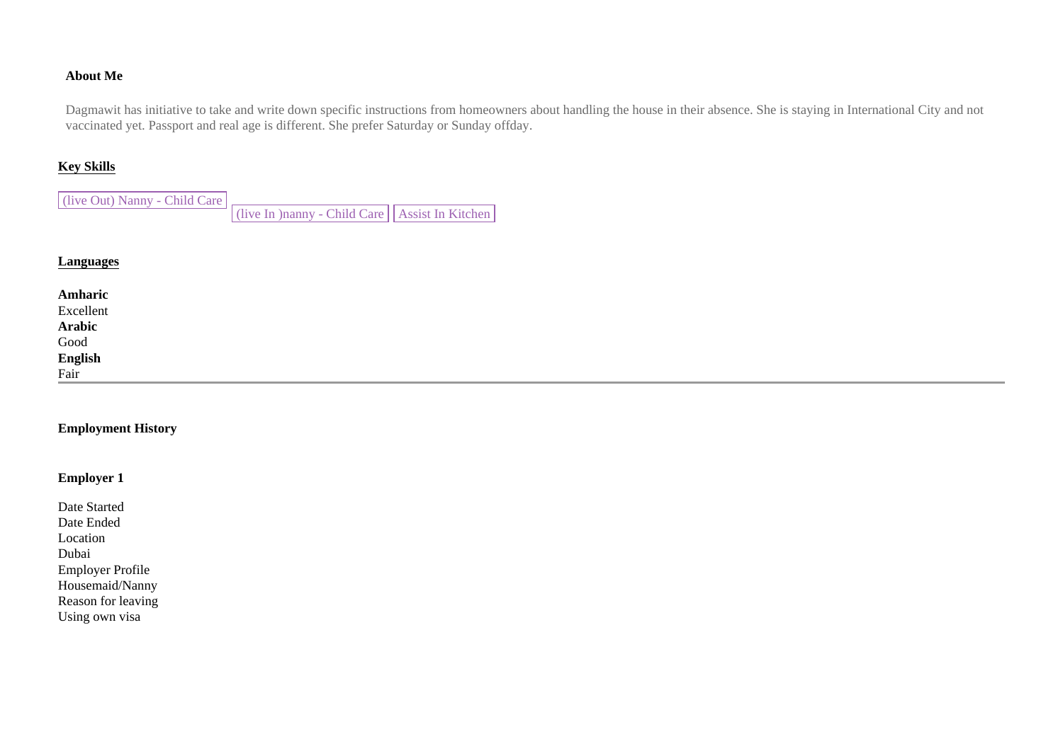**About Me**

Dagmawit has initiative to take and write down specific instructions from homeowners about handling the house in their absence. She is staying in International City and not vaccinated yet. Passport and real age is different. She prefer Saturday or Sunday offday.

## Key Skills

(live Out) Nanny - Child Care | (live In )nanny - Child Care | Assist In Kitchen

## Languages

**Amharic**
Excellent
**Arabic**
Good
**English**
Fair

---

**Employment History**

**Employer 1**

Date Started
Date Ended
Location
Dubai
Employer Profile
Housemaid/Nanny
Reason for leaving
Using own visa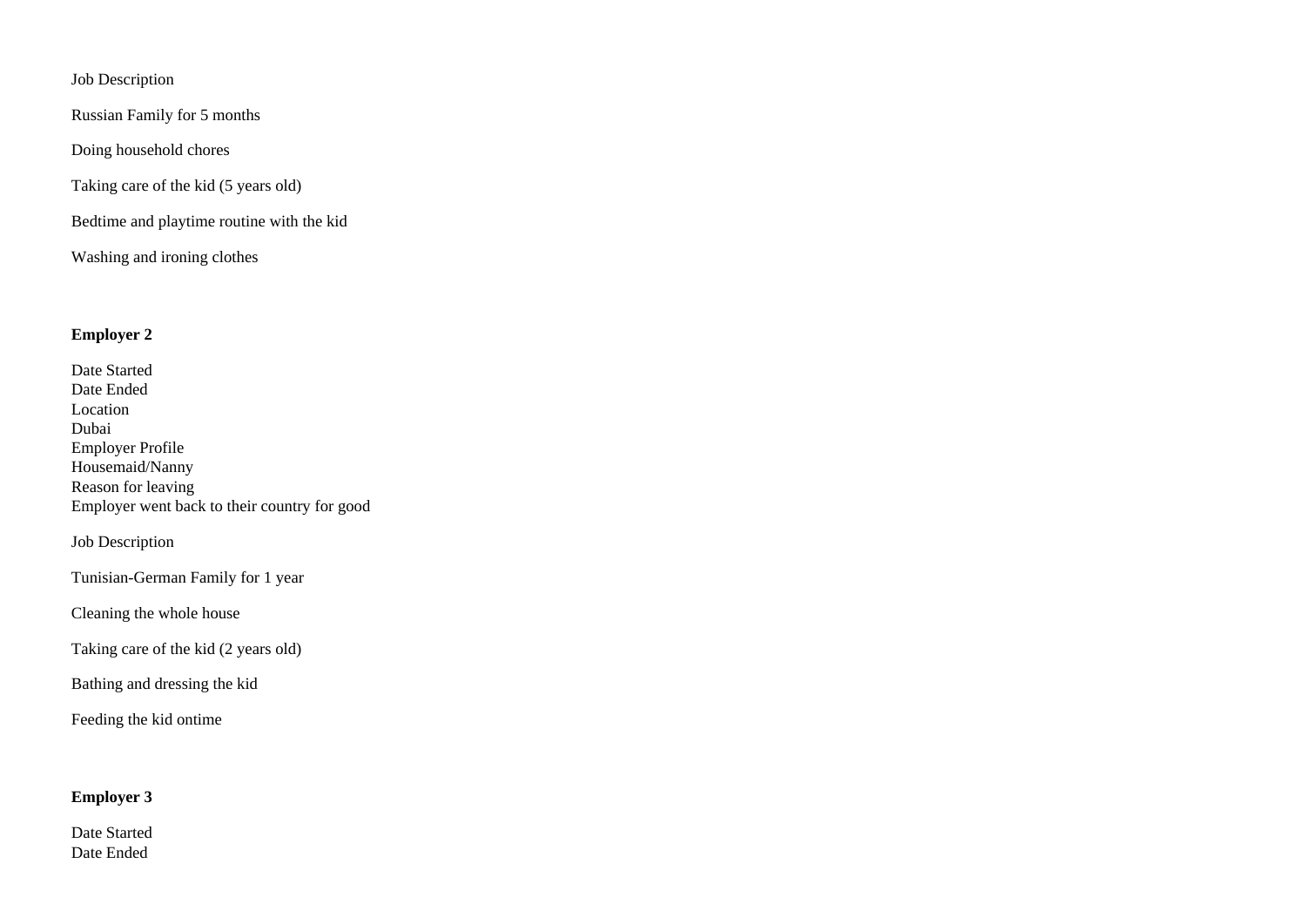Job Description

Russian Family for 5 months

Doing household chores

Taking care of the kid (5 years old)

Bedtime and playtime routine with the kid

Washing and ironing clothes

**Employer 2**

Date Started
Date Ended
Location
Dubai
Employer Profile
Housemaid/Nanny
Reason for leaving
Employer went back to their country for good

Job Description

Tunisian-German Family for 1 year

Cleaning the whole house

Taking care of the kid (2 years old)

Bathing and dressing the kid

Feeding the kid ontime

**Employer 3**

Date Started
Date Ended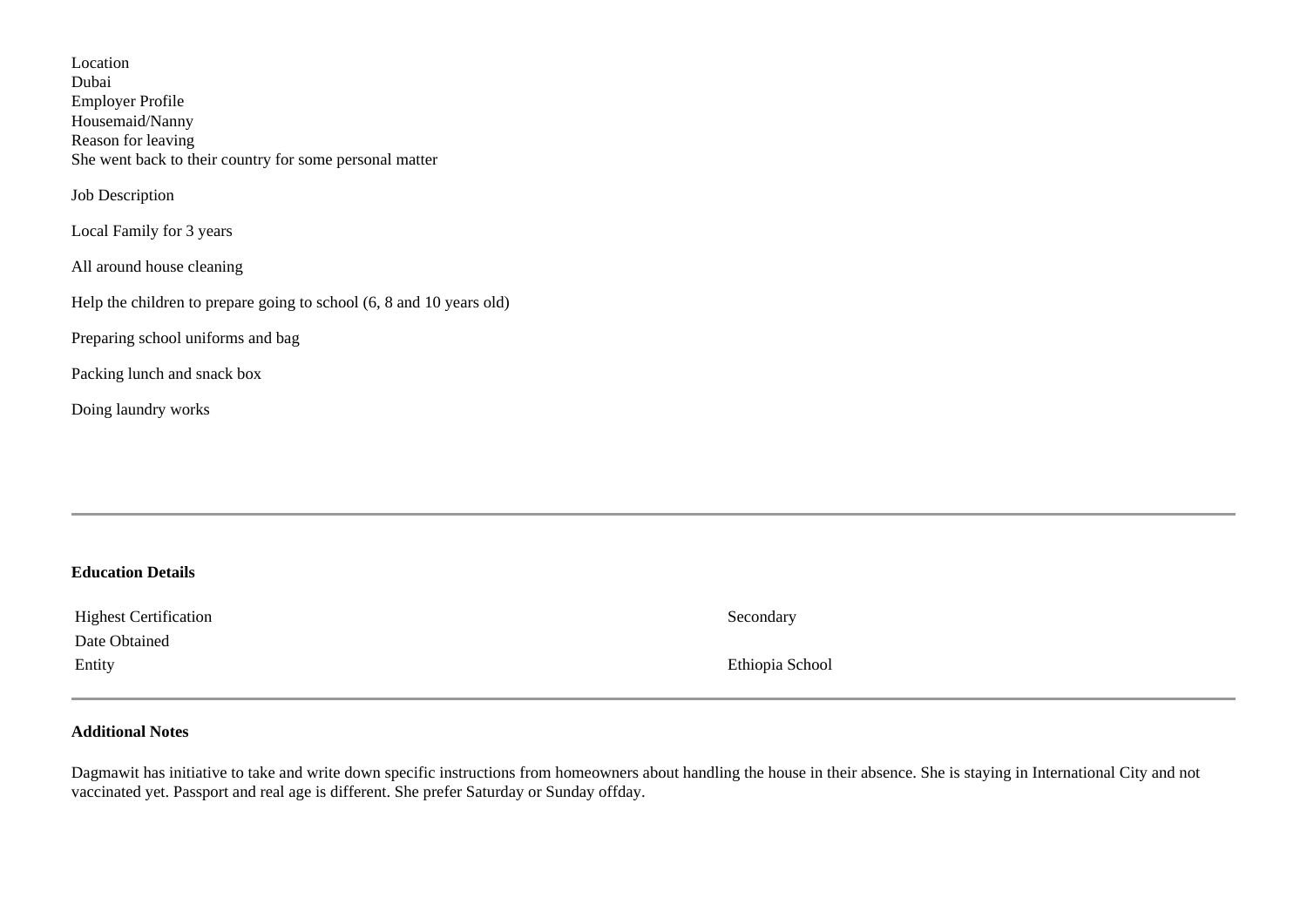Location
Dubai
Employer Profile
Housemaid/Nanny
Reason for leaving
She went back to their country for some personal matter

Job Description

Local Family for 3 years

All around house cleaning

Help the children to prepare going to school (6, 8 and 10 years old)

Preparing school uniforms and bag

Packing lunch and snack box

Doing laundry works

---

**Education Details**

| | |
|---|---|
| Highest Certification | Secondary |
| Date Obtained | |
| Entity | Ethiopia School |

---

**Additional Notes**

Dagmawit has initiative to take and write down specific instructions from homeowners about handling the house in their absence. She is staying in International City and not vaccinated yet. Passport and real age is different. She prefer Saturday or Sunday offday.